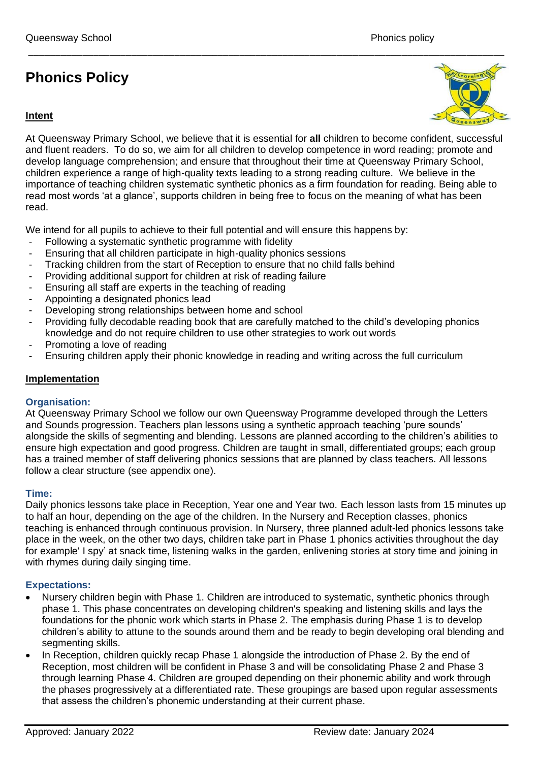# Phonics Policy

## Intent

At Queensway Primary School, we believe that it is essential for **all** children to become confident, successful and fluent readers. To do so, we aim for all children to develop competence in word reading; promote and develop language comprehension; and ensure that throughout their time at Queensway Primary School, children experience a range of high-quality texts leading to a strong reading culture. We believe in the importance of teaching children systematic synthetic phonics as a firm foundation for reading. Being able to read most words 'at a glance', supports children in being free to focus on the meaning of what has been read.

We intend for all pupils to achieve to their full potential and will ensure this happens by:

- Following a systematic synthetic programme with fidelity
- Ensuring that all children participate in high-quality phonics sessions
- Tracking children from the start of Reception to ensure that no child falls behind
- Providing additional support for children at risk of reading failure
- Ensuring all staff are experts in the teaching of reading
- Appointing a designated phonics lead
- Developing strong relationships between home and school
- Providing fully decodable reading book that are carefully matched to the child's developing phonics knowledge and do not require children to use other strategies to work out words
- Promoting a love of reading
- Ensuring children apply their phonic knowledge in reading and writing across the full curriculum

## Implementation

### Organisation:

At Queensway Primary School we follow our own Queensway Programme developed through the Letters and Sounds progression. Teachers plan lessons using a synthetic approach teaching 'pure sounds' alongside the skills of segmenting and blending. Lessons are planned according to the children's abilities to ensure high expectation and good progress. Children are taught in small, differentiated groups; each group has a trained member of staff delivering phonics sessions that are planned by class teachers. All lessons follow a clear structure (see appendix one).

### Time:

Daily phonics lessons take place in Reception, Year one and Year two. Each lesson lasts from 15 minutes up to half an hour, depending on the age of the children. In the Nursery and Reception classes, phonics teaching is enhanced through continuous provision. In Nursery, three planned adult-led phonics lessons take place in the week, on the other two days, children take part in Phase 1 phonics activities throughout the day for example' I spy' at snack time, listening walks in the garden, enlivening stories at story time and joining in with rhymes during daily singing time.

### Expectations:

- Nursery children begin with Phase 1. Children are introduced to systematic, synthetic phonics through phase 1. This phase concentrates on developing children's speaking and listening skills and lays the foundations for the phonic work which starts in Phase 2. The emphasis during Phase 1 is to develop children's ability to attune to the sounds around them and be ready to begin developing oral blending and segmenting skills.
- In Reception, children quickly recap Phase 1 alongside the introduction of Phase 2. By the end of Reception, most children will be confident in Phase 3 and will be consolidating Phase 2 and Phase 3 through learning Phase 4. Children are grouped depending on their phonemic ability and work through the phases progressively at a differentiated rate. These groupings are based upon regular assessments that assess the children's phonemic understanding at their current phase.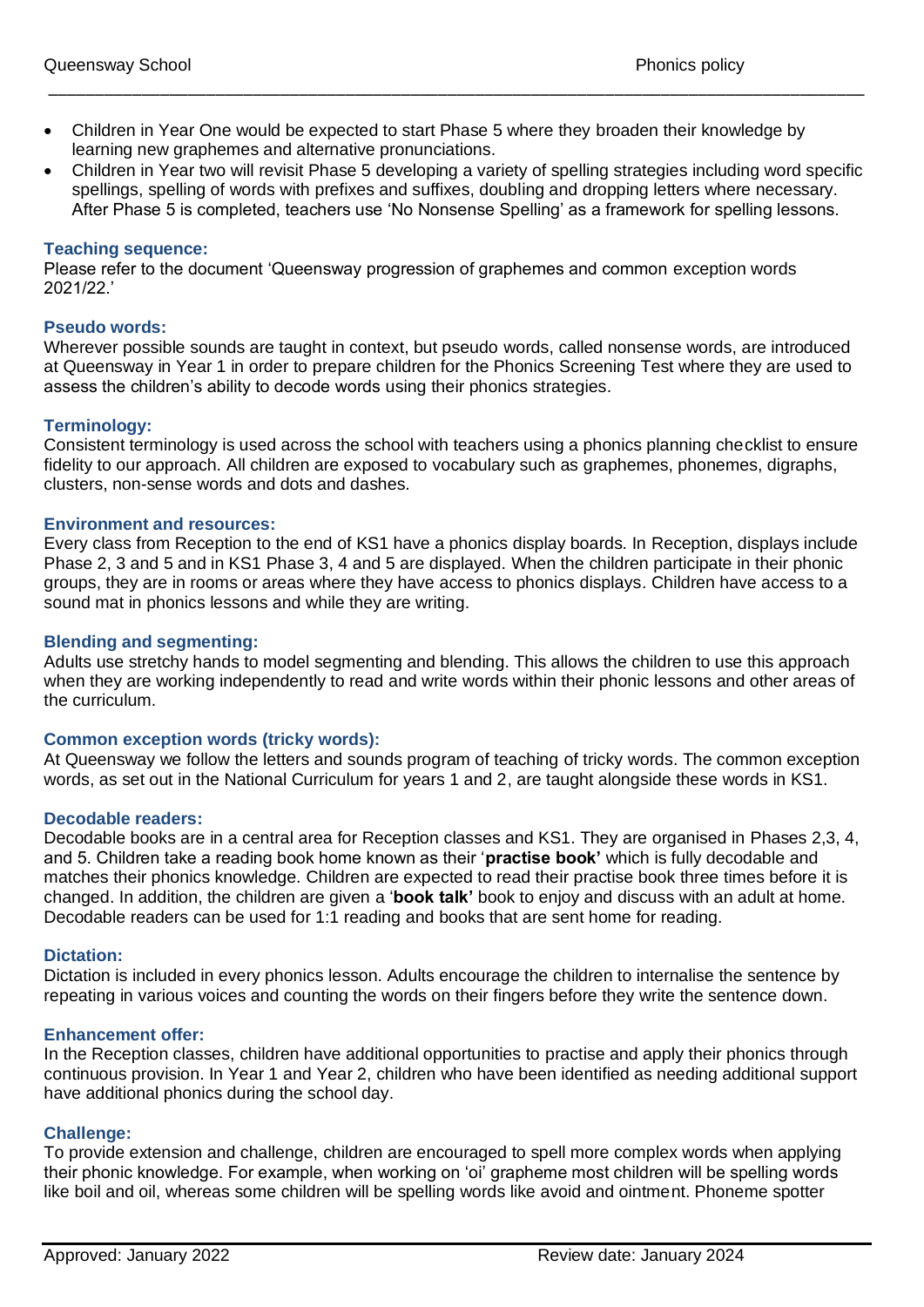- Children in Year One would be expected to start Phase 5 where they broaden their knowledge by learning new graphemes and alternative pronunciations.
- Children in Year two will revisit Phase 5 developing a variety of spelling strategies including word specific spellings, spelling of words with prefixes and suffixes, doubling and dropping letters where necessary. After Phase 5 is completed, teachers use 'No Nonsense Spelling' as a framework for spelling lessons.

### Teaching sequence:

Please refer to the document 'Queensway progression of graphemes and common exception words 2021/22.'

### Pseudo words:

Wherever possible sounds are taught in context, but pseudo words, called nonsense words, are introduced at Queensway in Year 1 in order to prepare children for the Phonics Screening Test where they are used to assess the children's ability to decode words using their phonics strategies.

### Terminology:

Consistent terminology is used across the school with teachers using a phonics planning checklist to ensure fidelity to our approach. All children are exposed to vocabulary such as graphemes, phonemes, digraphs, clusters, non-sense words and dots and dashes.

### Environment and resources:

Every class from Reception to the end of KS1 have a phonics display boards. In Reception, displays include Phase 2, 3 and 5 and in KS1 Phase 3, 4 and 5 are displayed. When the children participate in their phonic groups, they are in rooms or areas where they have access to phonics displays. Children have access to a sound mat in phonics lessons and while they are writing.

### Blending and segmenting:

Adults use stretchy hands to model segmenting and blending. This allows the children to use this approach when they are working independently to read and write words within their phonic lessons and other areas of the curriculum.

### Common exception words (tricky words):

At Queensway we follow the letters and sounds program of teaching of tricky words. The common exception words, as set out in the National Curriculum for years 1 and 2, are taught alongside these words in KS1.

### Decodable readers:

Decodable books are in a central area for Reception classes and KS1. They are organised in Phases 2,3, 4, and 5. Children take a reading book home known as their '**practise book'** which is fully decodable and matches their phonics knowledge. Children are expected to read their practise book three times before it is changed. In addition, the children are given a '**book talk'** book to enjoy and discuss with an adult at home. Decodable readers can be used for 1:1 reading and books that are sent home for reading.

### Dictation:

Dictation is included in every phonics lesson. Adults encourage the children to internalise the sentence by repeating in various voices and counting the words on their fingers before they write the sentence down.

### Enhancement offer:

In the Reception classes, children have additional opportunities to practise and apply their phonics through continuous provision. In Year 1 and Year 2, children who have been identified as needing additional support have additional phonics during the school day.

### Challenge:

To provide extension and challenge, children are encouraged to spell more complex words when applying their phonic knowledge. For example, when working on 'oi' grapheme most children will be spelling words like boil and oil, whereas some children will be spelling words like avoid and ointment. Phoneme spotter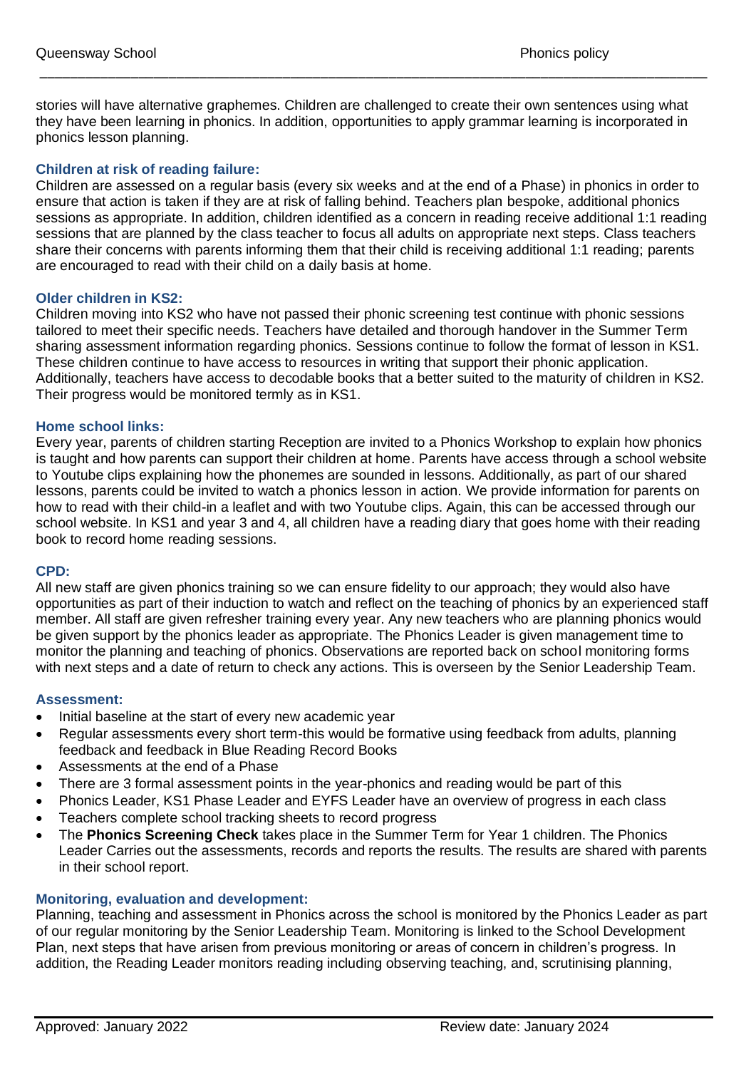stories will have alternative graphemes. Children are challenged to create their own sentences using what they have been learning in phonics. In addition, opportunities to apply grammar learning is incorporated in phonics lesson planning.

### Children at risk of reading failure:

Children are assessed on a regular basis (every six weeks and at the end of a Phase) in phonics in order to ensure that action is taken if they are at risk of falling behind. Teachers plan bespoke, additional phonics sessions as appropriate. In addition, children identified as a concern in reading receive additional 1:1 reading sessions that are planned by the class teacher to focus all adults on appropriate next steps. Class teachers share their concerns with parents informing them that their child is receiving additional 1:1 reading; parents are encouraged to read with their child on a daily basis at home.

### Older children in KS2:

Children moving into KS2 who have not passed their phonic screening test continue with phonic sessions tailored to meet their specific needs. Teachers have detailed and thorough handover in the Summer Term sharing assessment information regarding phonics. Sessions continue to follow the format of lesson in KS1. These children continue to have access to resources in writing that support their phonic application. Additionally, teachers have access to decodable books that a better suited to the maturity of children in KS2. Their progress would be monitored termly as in KS1.

### Home school links:

Every year, parents of children starting Reception are invited to a Phonics Workshop to explain how phonics is taught and how parents can support their children at home. Parents have access through a school website to Youtube clips explaining how the phonemes are sounded in lessons. Additionally, as part of our shared lessons, parents could be invited to watch a phonics lesson in action. We provide information for parents on how to read with their child-in a leaflet and with two Youtube clips. Again, this can be accessed through our school website. In KS1 and year 3 and 4, all children have a reading diary that goes home with their reading book to record home reading sessions.

### CPD:

All new staff are given phonics training so we can ensure fidelity to our approach; they would also have opportunities as part of their induction to watch and reflect on the teaching of phonics by an experienced staff member. All staff are given refresher training every year. Any new teachers who are planning phonics would be given support by the phonics leader as appropriate. The Phonics Leader is given management time to monitor the planning and teaching of phonics. Observations are reported back on school monitoring forms with next steps and a date of return to check any actions. This is overseen by the Senior Leadership Team.

### Assessment:

- Initial baseline at the start of every new academic year
- Regular assessments every short term-this would be formative using feedback from adults, planning feedback and feedback in Blue Reading Record Books
- Assessments at the end of a Phase
- There are 3 formal assessment points in the year-phonics and reading would be part of this
- Phonics Leader, KS1 Phase Leader and EYFS Leader have an overview of progress in each class
- Teachers complete school tracking sheets to record progress
- The **Phonics Screening Check** takes place in the Summer Term for Year 1 children. The Phonics Leader Carries out the assessments, records and reports the results. The results are shared with parents in their school report.

### Monitoring, evaluation and development:

Planning, teaching and assessment in Phonics across the school is monitored by the Phonics Leader as part of our regular monitoring by the Senior Leadership Team. Monitoring is linked to the School Development Plan, next steps that have arisen from previous monitoring or areas of concern in children's progress. In addition, the Reading Leader monitors reading including observing teaching, and, scrutinising planning,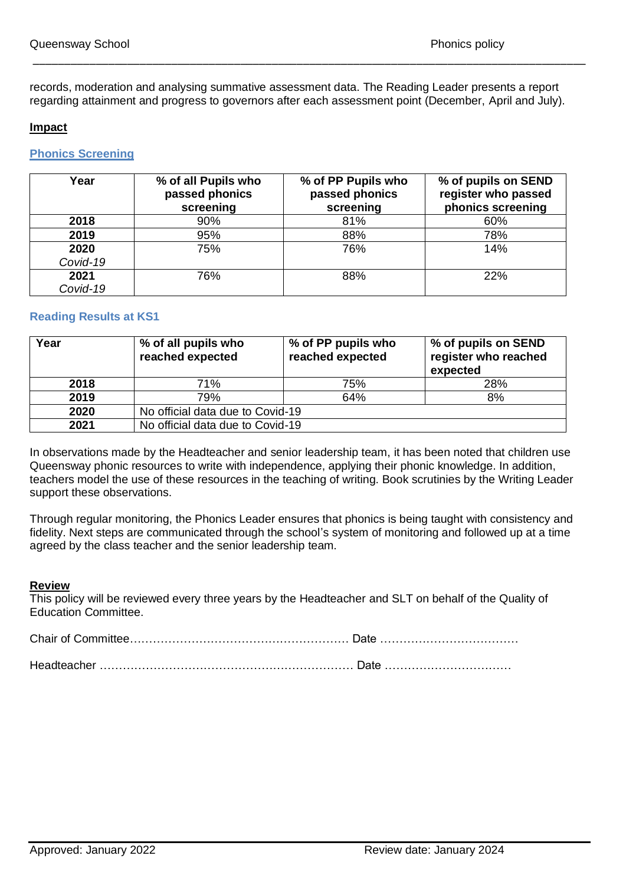records, moderation and analysing summative assessment data. The Reading Leader presents a report regarding attainment and progress to governors after each assessment point (December, April and July).

**Impact**

**Phonics Screening**

| Year | % of all Pupils who passed phonics screening | % of PP Pupils who passed phonics screening | % of pupils on SEND register who passed phonics screening |
|---|---|---|---|
| **2018** | 90% | 81% | 60% |
| **2019** | 95% | 88% | 78% |
| **2020** *Covid-19* | 75% | 76% | 14% |
| **2021** *Covid-19* | 76% | 88% | 22% |

**Reading Results at KS1**

| Year | % of all pupils who reached expected | % of PP pupils who reached expected | % of pupils on SEND register who reached expected |
|---|---|---|---|
| **2018** | 71% | 75% | 28% |
| **2019** | 79% | 64% | 8% |
| **2020** | No official data due to Covid-19 | | |
| **2021** | No official data due to Covid-19 | | |

In observations made by the Headteacher and senior leadership team, it has been noted that children use Queensway phonic resources to write with independence, applying their phonic knowledge. In addition, teachers model the use of these resources in the teaching of writing. Book scrutinies by the Writing Leader support these observations.

Through regular monitoring, the Phonics Leader ensures that phonics is being taught with consistency and fidelity. Next steps are communicated through the school's system of monitoring and followed up at a time agreed by the class teacher and the senior leadership team.

**Review**

This policy will be reviewed every three years by the Headteacher and SLT on behalf of the Quality of Education Committee.

Chair of Committee………………………………………………… Date ………………………………

Headteacher ………………………………………………………… Date ……………………………

Approved: January 2022 Review date: January 2024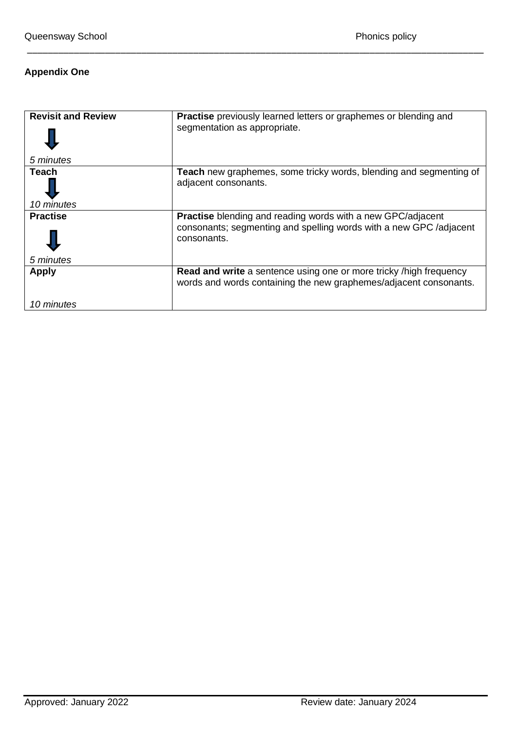**Appendix One**

| | |
|---|---|
| **Revisit and Review**<br>*5 minutes* | **Practise** previously learned letters or graphemes or blending and segmentation as appropriate. |
| **Teach**<br>*10 minutes* | **Teach** new graphemes, some tricky words, blending and segmenting of adjacent consonants. |
| **Practise**<br>*5 minutes* | **Practise** blending and reading words with a new GPC/adjacent consonants; segmenting and spelling words with a new GPC /adjacent consonants. |
| **Apply**<br>*10 minutes* | **Read and write** a sentence using one or more tricky /high frequency words and words containing the new graphemes/adjacent consonants. |